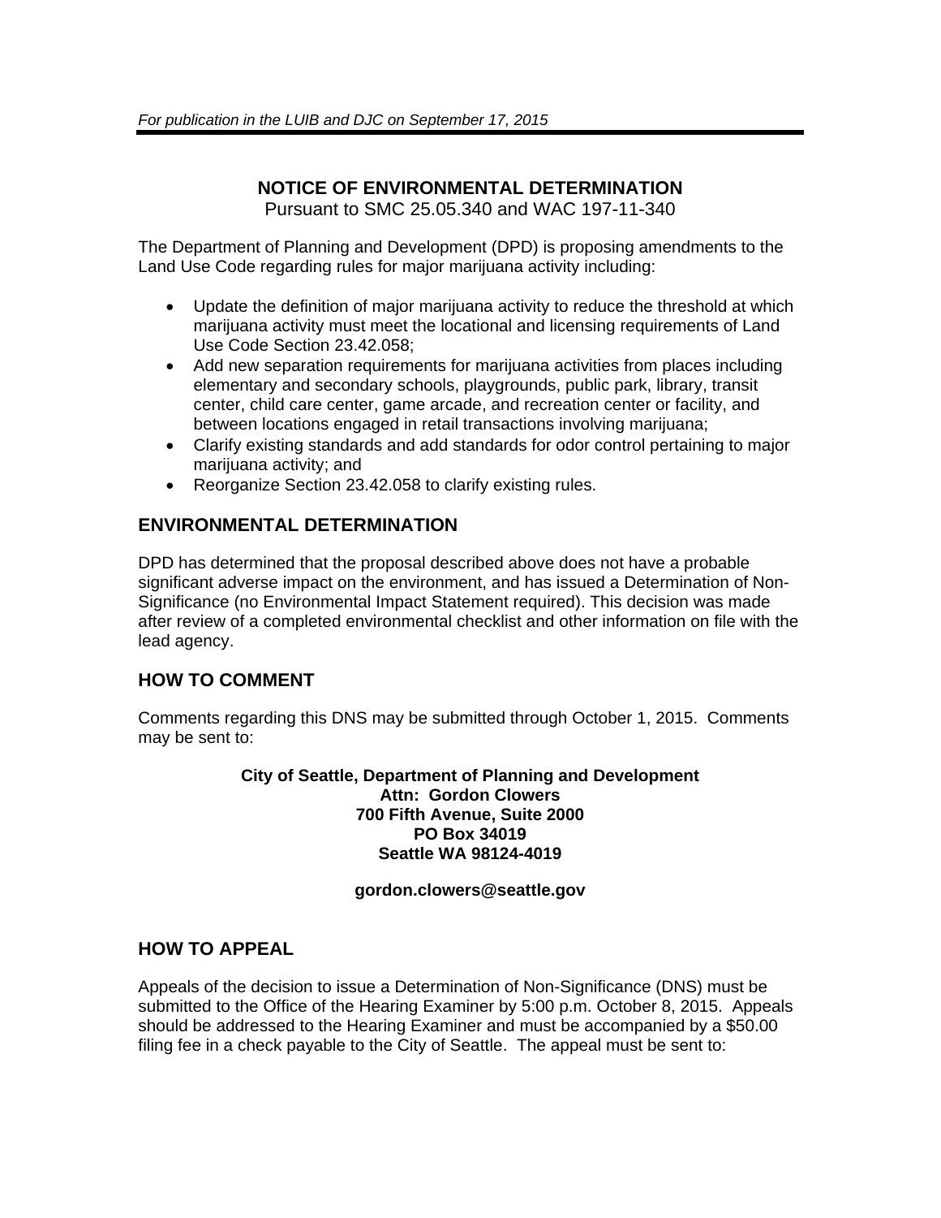*For publication in the LUIB and DJC on September 17, 2015*

# NOTICE OF ENVIRONMENTAL DETERMINATION

Pursuant to SMC 25.05.340 and WAC 197-11-340

The Department of Planning and Development (DPD) is proposing amendments to the Land Use Code regarding rules for major marijuana activity including:

- Update the definition of major marijuana activity to reduce the threshold at which marijuana activity must meet the locational and licensing requirements of Land Use Code Section 23.42.058;
- Add new separation requirements for marijuana activities from places including elementary and secondary schools, playgrounds, public park, library, transit center, child care center, game arcade, and recreation center or facility, and between locations engaged in retail transactions involving marijuana;
- Clarify existing standards and add standards for odor control pertaining to major marijuana activity; and
- Reorganize Section 23.42.058 to clarify existing rules.

## ENVIRONMENTAL DETERMINATION

DPD has determined that the proposal described above does not have a probable significant adverse impact on the environment, and has issued a Determination of Non-Significance (no Environmental Impact Statement required). This decision was made after review of a completed environmental checklist and other information on file with the lead agency.

## HOW TO COMMENT

Comments regarding this DNS may be submitted through October 1, 2015. Comments may be sent to:

**City of Seattle, Department of Planning and Development**
**Attn: Gordon Clowers**
**700 Fifth Avenue, Suite 2000**
**PO Box 34019**
**Seattle WA 98124-4019**

**gordon.clowers@seattle.gov**

## HOW TO APPEAL

Appeals of the decision to issue a Determination of Non-Significance (DNS) must be submitted to the Office of the Hearing Examiner by 5:00 p.m. October 8, 2015. Appeals should be addressed to the Hearing Examiner and must be accompanied by a $50.00 filing fee in a check payable to the City of Seattle. The appeal must be sent to: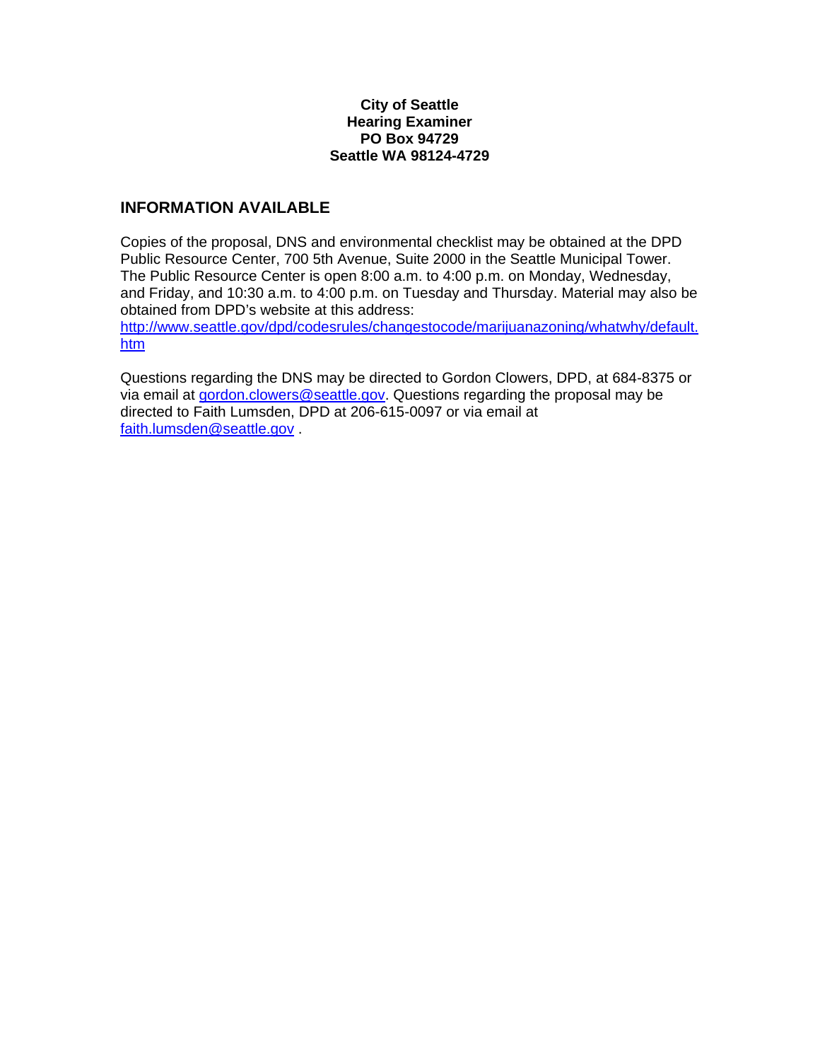**City of Seattle**
**Hearing Examiner**
**PO Box 94729**
**Seattle WA 98124-4729**

## INFORMATION AVAILABLE

Copies of the proposal, DNS and environmental checklist may be obtained at the DPD Public Resource Center, 700 5th Avenue, Suite 2000 in the Seattle Municipal Tower. The Public Resource Center is open 8:00 a.m. to 4:00 p.m. on Monday, Wednesday, and Friday, and 10:30 a.m. to 4:00 p.m. on Tuesday and Thursday. Material may also be obtained from DPD's website at this address: http://www.seattle.gov/dpd/codesrules/changestocode/marijuanazoning/whatwhy/default.htm

Questions regarding the DNS may be directed to Gordon Clowers, DPD, at 684-8375 or via email at gordon.clowers@seattle.gov. Questions regarding the proposal may be directed to Faith Lumsden, DPD at 206-615-0097 or via email at faith.lumsden@seattle.gov .